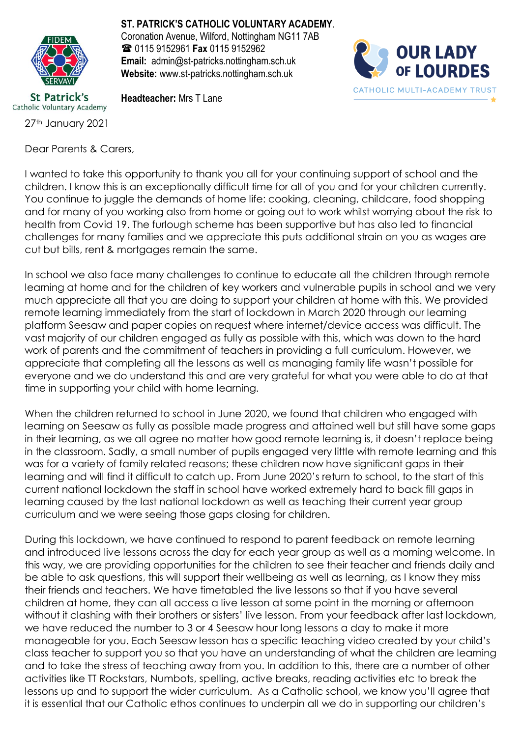**ST. PATRICK'S CATHOLIC VOLUNTARY ACADEMY**.
Coronation Avenue, Wilford, Nottingham NG11 7AB
☎ 0115 9152961 **Fax** 0115 9152962
**Email:** admin@st-patricks.nottingham.sch.uk
**Website:** www.st-patricks.nottingham.sch.uk

**Headteacher:** Mrs T Lane

St Patrick's Catholic Voluntary Academy

OUR LADY OF LOURDES CATHOLIC MULTI-ACADEMY TRUST

27th January 2021

Dear Parents & Carers,

I wanted to take this opportunity to thank you all for your continuing support of school and the children. I know this is an exceptionally difficult time for all of you and for your children currently. You continue to juggle the demands of home life: cooking, cleaning, childcare, food shopping and for many of you working also from home or going out to work whilst worrying about the risk to health from Covid 19. The furlough scheme has been supportive but has also led to financial challenges for many families and we appreciate this puts additional strain on you as wages are cut but bills, rent & mortgages remain the same.

In school we also face many challenges to continue to educate all the children through remote learning at home and for the children of key workers and vulnerable pupils in school and we very much appreciate all that you are doing to support your children at home with this. We provided remote learning immediately from the start of lockdown in March 2020 through our learning platform Seesaw and paper copies on request where internet/device access was difficult. The vast majority of our children engaged as fully as possible with this, which was down to the hard work of parents and the commitment of teachers in providing a full curriculum. However, we appreciate that completing all the lessons as well as managing family life wasn't possible for everyone and we do understand this and are very grateful for what you were able to do at that time in supporting your child with home learning.

When the children returned to school in June 2020, we found that children who engaged with learning on Seesaw as fully as possible made progress and attained well but still have some gaps in their learning, as we all agree no matter how good remote learning is, it doesn't replace being in the classroom. Sadly, a small number of pupils engaged very little with remote learning and this was for a variety of family related reasons; these children now have significant gaps in their learning and will find it difficult to catch up. From June 2020's return to school, to the start of this current national lockdown the staff in school have worked extremely hard to back fill gaps in learning caused by the last national lockdown as well as teaching their current year group curriculum and we were seeing those gaps closing for children.

During this lockdown, we have continued to respond to parent feedback on remote learning and introduced live lessons across the day for each year group as well as a morning welcome. In this way, we are providing opportunities for the children to see their teacher and friends daily and be able to ask questions, this will support their wellbeing as well as learning, as I know they miss their friends and teachers. We have timetabled the live lessons so that if you have several children at home, they can all access a live lesson at some point in the morning or afternoon without it clashing with their brothers or sisters' live lesson. From your feedback after last lockdown, we have reduced the number to 3 or 4 Seesaw hour long lessons a day to make it more manageable for you. Each Seesaw lesson has a specific teaching video created by your child's class teacher to support you so that you have an understanding of what the children are learning and to take the stress of teaching away from you. In addition to this, there are a number of other activities like TT Rockstars, Numbots, spelling, active breaks, reading activities etc to break the lessons up and to support the wider curriculum. As a Catholic school, we know you'll agree that it is essential that our Catholic ethos continues to underpin all we do in supporting our children's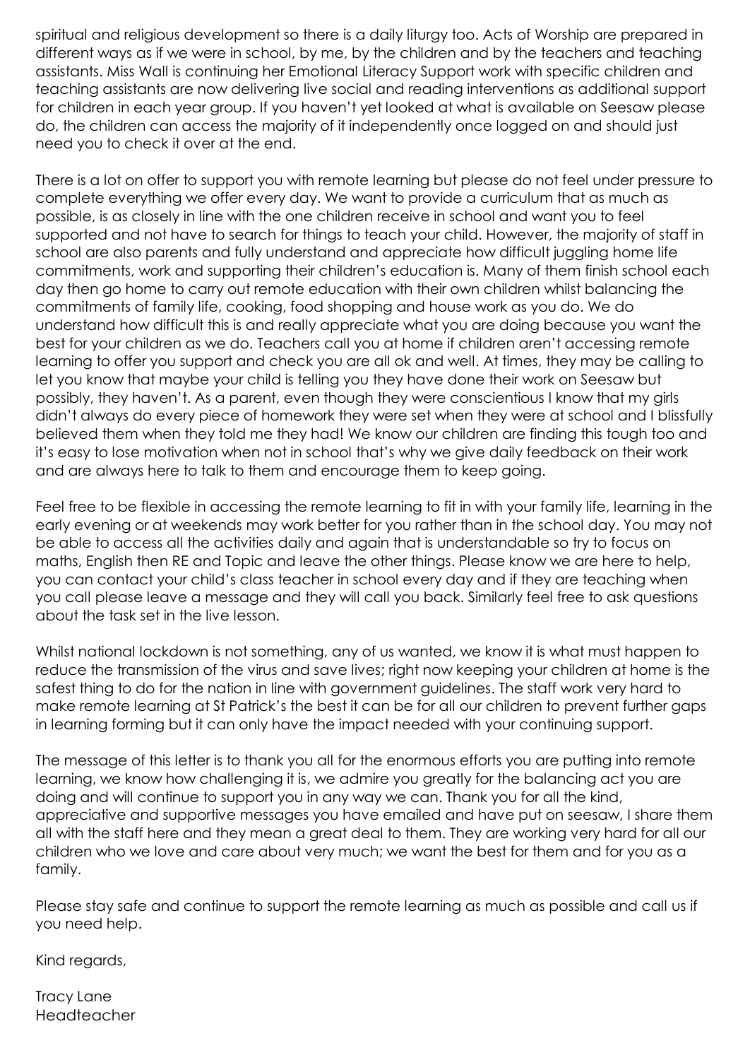spiritual and religious development so there is a daily liturgy too. Acts of Worship are prepared in different ways as if we were in school, by me, by the children and by the teachers and teaching assistants. Miss Wall is continuing her Emotional Literacy Support work with specific children and teaching assistants are now delivering live social and reading interventions as additional support for children in each year group. If you haven't yet looked at what is available on Seesaw please do, the children can access the majority of it independently once logged on and should just need you to check it over at the end.

There is a lot on offer to support you with remote learning but please do not feel under pressure to complete everything we offer every day. We want to provide a curriculum that as much as possible, is as closely in line with the one children receive in school and want you to feel supported and not have to search for things to teach your child. However, the majority of staff in school are also parents and fully understand and appreciate how difficult juggling home life commitments, work and supporting their children's education is. Many of them finish school each day then go home to carry out remote education with their own children whilst balancing the commitments of family life, cooking, food shopping and house work as you do. We do understand how difficult this is and really appreciate what you are doing because you want the best for your children as we do. Teachers call you at home if children aren't accessing remote learning to offer you support and check you are all ok and well. At times, they may be calling to let you know that maybe your child is telling you they have done their work on Seesaw but possibly, they haven't. As a parent, even though they were conscientious I know that my girls didn't always do every piece of homework they were set when they were at school and I blissfully believed them when they told me they had! We know our children are finding this tough too and it's easy to lose motivation when not in school that's why we give daily feedback on their work and are always here to talk to them and encourage them to keep going.

Feel free to be flexible in accessing the remote learning to fit in with your family life, learning in the early evening or at weekends may work better for you rather than in the school day. You may not be able to access all the activities daily and again that is understandable so try to focus on maths, English then RE and Topic and leave the other things. Please know we are here to help, you can contact your child's class teacher in school every day and if they are teaching when you call please leave a message and they will call you back. Similarly feel free to ask questions about the task set in the live lesson.

Whilst national lockdown is not something, any of us wanted, we know it is what must happen to reduce the transmission of the virus and save lives; right now keeping your children at home is the safest thing to do for the nation in line with government guidelines. The staff work very hard to make remote learning at St Patrick's the best it can be for all our children to prevent further gaps in learning forming but it can only have the impact needed with your continuing support.

The message of this letter is to thank you all for the enormous efforts you are putting into remote learning, we know how challenging it is, we admire you greatly for the balancing act you are doing and will continue to support you in any way we can. Thank you for all the kind, appreciative and supportive messages you have emailed and have put on seesaw, I share them all with the staff here and they mean a great deal to them. They are working very hard for all our children who we love and care about very much; we want the best for them and for you as a family.

Please stay safe and continue to support the remote learning as much as possible and call us if you need help.

Kind regards,

Tracy Lane
Headteacher